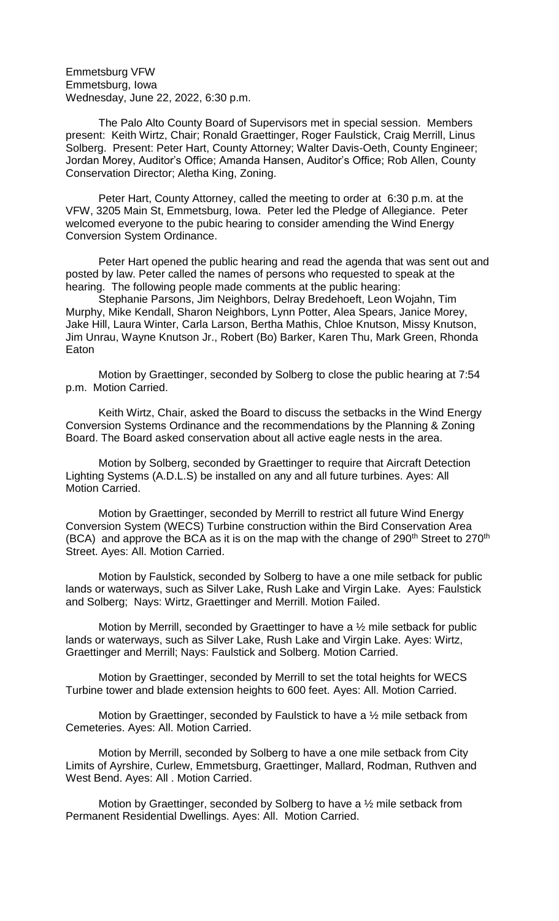Emmetsburg VFW
Emmetsburg, Iowa
Wednesday, June 22, 2022, 6:30 p.m.

The Palo Alto County Board of Supervisors met in special session. Members present: Keith Wirtz, Chair; Ronald Graettinger, Roger Faulstick, Craig Merrill, Linus Solberg. Present: Peter Hart, County Attorney; Walter Davis-Oeth, County Engineer; Jordan Morey, Auditor's Office; Amanda Hansen, Auditor's Office; Rob Allen, County Conservation Director; Aletha King, Zoning.

Peter Hart, County Attorney, called the meeting to order at 6:30 p.m. at the VFW, 3205 Main St, Emmetsburg, Iowa. Peter led the Pledge of Allegiance. Peter welcomed everyone to the pubic hearing to consider amending the Wind Energy Conversion System Ordinance.

Peter Hart opened the public hearing and read the agenda that was sent out and posted by law. Peter called the names of persons who requested to speak at the hearing. The following people made comments at the public hearing:

Stephanie Parsons, Jim Neighbors, Delray Bredehoeft, Leon Wojahn, Tim Murphy, Mike Kendall, Sharon Neighbors, Lynn Potter, Alea Spears, Janice Morey, Jake Hill, Laura Winter, Carla Larson, Bertha Mathis, Chloe Knutson, Missy Knutson, Jim Unrau, Wayne Knutson Jr., Robert (Bo) Barker, Karen Thu, Mark Green, Rhonda Eaton

Motion by Graettinger, seconded by Solberg to close the public hearing at 7:54 p.m. Motion Carried.

Keith Wirtz, Chair, asked the Board to discuss the setbacks in the Wind Energy Conversion Systems Ordinance and the recommendations by the Planning & Zoning Board. The Board asked conservation about all active eagle nests in the area.

Motion by Solberg, seconded by Graettinger to require that Aircraft Detection Lighting Systems (A.D.L.S) be installed on any and all future turbines. Ayes: All Motion Carried.

Motion by Graettinger, seconded by Merrill to restrict all future Wind Energy Conversion System (WECS) Turbine construction within the Bird Conservation Area (BCA) and approve the BCA as it is on the map with the change of 290th Street to 270th Street. Ayes: All. Motion Carried.

Motion by Faulstick, seconded by Solberg to have a one mile setback for public lands or waterways, such as Silver Lake, Rush Lake and Virgin Lake. Ayes: Faulstick and Solberg; Nays: Wirtz, Graettinger and Merrill. Motion Failed.

Motion by Merrill, seconded by Graettinger to have a ½ mile setback for public lands or waterways, such as Silver Lake, Rush Lake and Virgin Lake. Ayes: Wirtz, Graettinger and Merrill; Nays: Faulstick and Solberg. Motion Carried.

Motion by Graettinger, seconded by Merrill to set the total heights for WECS Turbine tower and blade extension heights to 600 feet. Ayes: All. Motion Carried.

Motion by Graettinger, seconded by Faulstick to have a ½ mile setback from Cemeteries. Ayes: All. Motion Carried.

Motion by Merrill, seconded by Solberg to have a one mile setback from City Limits of Ayrshire, Curlew, Emmetsburg, Graettinger, Mallard, Rodman, Ruthven and West Bend. Ayes: All . Motion Carried.

Motion by Graettinger, seconded by Solberg to have a ½ mile setback from Permanent Residential Dwellings. Ayes: All. Motion Carried.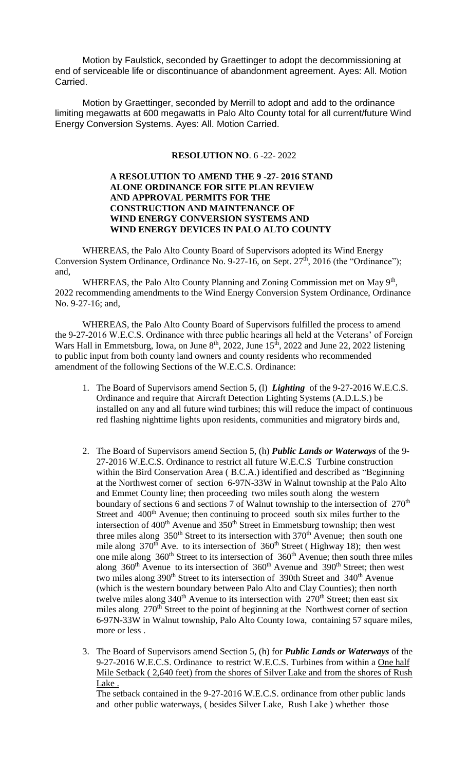Motion by Faulstick, seconded by Graettinger to adopt the decommissioning at end of serviceable life or discontinuance of abandonment agreement. Ayes: All. Motion Carried.

Motion by Graettinger, seconded by Merrill to adopt and add to the ordinance limiting megawatts at 600 megawatts in Palo Alto County total for all current/future Wind Energy Conversion Systems. Ayes: All. Motion Carried.

**RESOLUTION NO**. 6 -22- 2022

**A RESOLUTION TO AMEND THE 9 -27- 2016 STAND ALONE ORDINANCE FOR SITE PLAN REVIEW AND APPROVAL PERMITS FOR THE CONSTRUCTION AND MAINTENANCE OF WIND ENERGY CONVERSION SYSTEMS AND WIND ENERGY DEVICES IN PALO ALTO COUNTY**

WHEREAS, the Palo Alto County Board of Supervisors adopted its Wind Energy Conversion System Ordinance, Ordinance No. 9-27-16, on Sept. 27th, 2016 (the "Ordinance"); and,

WHEREAS, the Palo Alto County Planning and Zoning Commission met on May 9th, 2022 recommending amendments to the Wind Energy Conversion System Ordinance, Ordinance No. 9-27-16; and,

WHEREAS, the Palo Alto County Board of Supervisors fulfilled the process to amend the 9-27-2016 W.E.C.S. Ordinance with three public hearings all held at the Veterans' of Foreign Wars Hall in Emmetsburg, Iowa, on June 8th, 2022, June 15th, 2022 and June 22, 2022 listening to public input from both county land owners and county residents who recommended amendment of the following Sections of the W.E.C.S. Ordinance:

1. The Board of Supervisors amend Section 5, (l) ***Lighting*** of the 9-27-2016 W.E.C.S. Ordinance and require that Aircraft Detection Lighting Systems (A.D.L.S.) be installed on any and all future wind turbines; this will reduce the impact of continuous red flashing nighttime lights upon residents, communities and migratory birds and,

2. The Board of Supervisors amend Section 5, (h) ***Public Lands or Waterways*** of the 9-27-2016 W.E.C.S. Ordinance to restrict all future W.E.C.S Turbine construction within the Bird Conservation Area ( B.C.A.) identified and described as "Beginning at the Northwest corner of section 6-97N-33W in Walnut township at the Palo Alto and Emmet County line; then proceeding two miles south along the western boundary of sections 6 and sections 7 of Walnut township to the intersection of 270th Street and 400th Avenue; then continuing to proceed south six miles further to the intersection of 400th Avenue and 350th Street in Emmetsburg township; then west three miles along 350th Street to its intersection with 370th Avenue; then south one mile along 370th Ave. to its intersection of 360th Street ( Highway 18); then west one mile along 360th Street to its intersection of 360th Avenue; then south three miles along 360th Avenue to its intersection of 360th Avenue and 390th Street; then west two miles along 390th Street to its intersection of 390th Street and 340th Avenue (which is the western boundary between Palo Alto and Clay Counties); then north twelve miles along 340th Avenue to its intersection with 270th Street; then east six miles along 270th Street to the point of beginning at the Northwest corner of section 6-97N-33W in Walnut township, Palo Alto County Iowa, containing 57 square miles, more or less .

3. The Board of Supervisors amend Section 5, (h) for ***Public Lands or Waterways*** of the 9-27-2016 W.E.C.S. Ordinance to restrict W.E.C.S. Turbines from within a <u>One half Mile Setback ( 2,640 feet) from the shores of Silver Lake and from the shores of Rush Lake .</u>

   The setback contained in the 9-27-2016 W.E.C.S. ordinance from other public lands and other public waterways, ( besides Silver Lake, Rush Lake ) whether those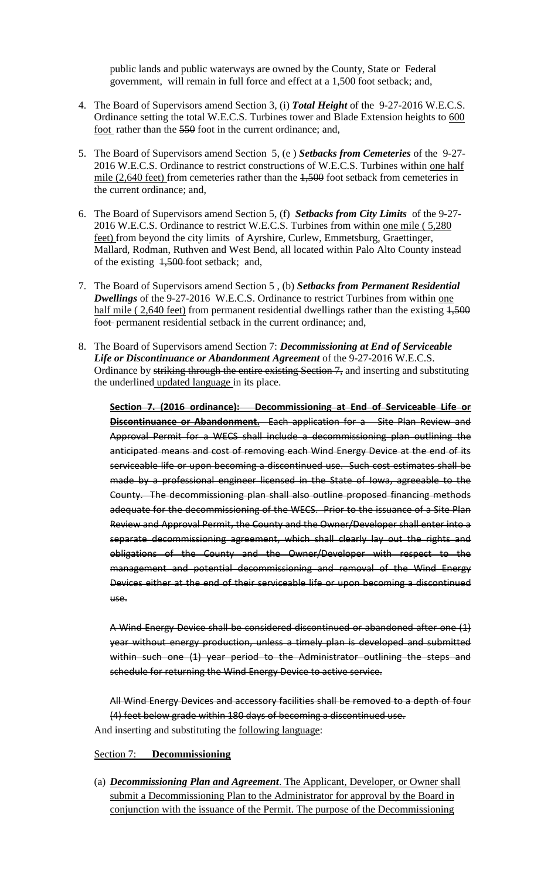public lands and public waterways are owned by the County, State or Federal government, will remain in full force and effect at a 1,500 foot setback; and,

4. The Board of Supervisors amend Section 3, (i) ***Total Height*** of the 9-27-2016 W.E.C.S. Ordinance setting the total W.E.C.S. Turbines tower and Blade Extension heights to <u>600 foot</u> rather than the ~~550~~ foot in the current ordinance; and,

5. The Board of Supervisors amend Section 5, (e ) ***Setbacks from Cemeteries*** of the 9-27-2016 W.E.C.S. Ordinance to restrict constructions of W.E.C.S. Turbines within <u>one half mile (2,640 feet)</u> from cemeteries rather than the ~~1,500~~ foot setback from cemeteries in the current ordinance; and,

6. The Board of Supervisors amend Section 5, (f) ***Setbacks from City Limits*** of the 9-27-2016 W.E.C.S. Ordinance to restrict W.E.C.S. Turbines from within <u>one mile ( 5,280 feet)</u> from beyond the city limits of Ayrshire, Curlew, Emmetsburg, Graettinger, Mallard, Rodman, Ruthven and West Bend, all located within Palo Alto County instead of the existing ~~1,500~~ foot setback; and,

7. The Board of Supervisors amend Section 5 , (b) ***Setbacks from Permanent Residential Dwellings*** of the 9-27-2016 W.E.C.S. Ordinance to restrict Turbines from within <u>one half mile ( 2,640 feet)</u> from permanent residential dwellings rather than the existing ~~1,500 foot~~ permanent residential setback in the current ordinance; and,

8. The Board of Supervisors amend Section 7: ***Decommissioning at End of Serviceable Life or Discontinuance or Abandonment Agreement*** of the 9-27-2016 W.E.C.S. Ordinance by ~~striking through the entire existing Section 7,~~ and inserting and substituting the underlined <u>updated language</u> in its place.

   ~~**Section 7. (2016 ordinance): Decommissioning at End of Serviceable Life or Discontinuance or Abandonment.** Each application for a Site Plan Review and Approval Permit for a WECS shall include a decommissioning plan outlining the anticipated means and cost of removing each Wind Energy Device at the end of its serviceable life or upon becoming a discontinued use. Such cost estimates shall be made by a professional engineer licensed in the State of Iowa, agreeable to the County. The decommissioning plan shall also outline proposed financing methods adequate for the decommissioning of the WECS. Prior to the issuance of a Site Plan Review and Approval Permit, the County and the Owner/Developer shall enter into a separate decommissioning agreement, which shall clearly lay out the rights and obligations of the County and the Owner/Developer with respect to the management and potential decommissioning and removal of the Wind Energy Devices either at the end of their serviceable life or upon becoming a discontinued use.~~

   ~~A Wind Energy Device shall be considered discontinued or abandoned after one (1) year without energy production, unless a timely plan is developed and submitted within such one (1) year period to the Administrator outlining the steps and schedule for returning the Wind Energy Device to active service.~~

   ~~All Wind Energy Devices and accessory facilities shall be removed to a depth of four (4) feet below grade within 180 days of becoming a discontinued use.~~

   And inserting and substituting the <u>following language</u>:

   <u>Section 7:</u> **<u>Decommissioning</u>**

   (a) ***<u>Decommissioning Plan and Agreement</u>***<u>. The Applicant, Developer, or Owner shall submit a Decommissioning Plan to the Administrator for approval by the Board in conjunction with the issuance of the Permit. The purpose of the Decommissioning</u>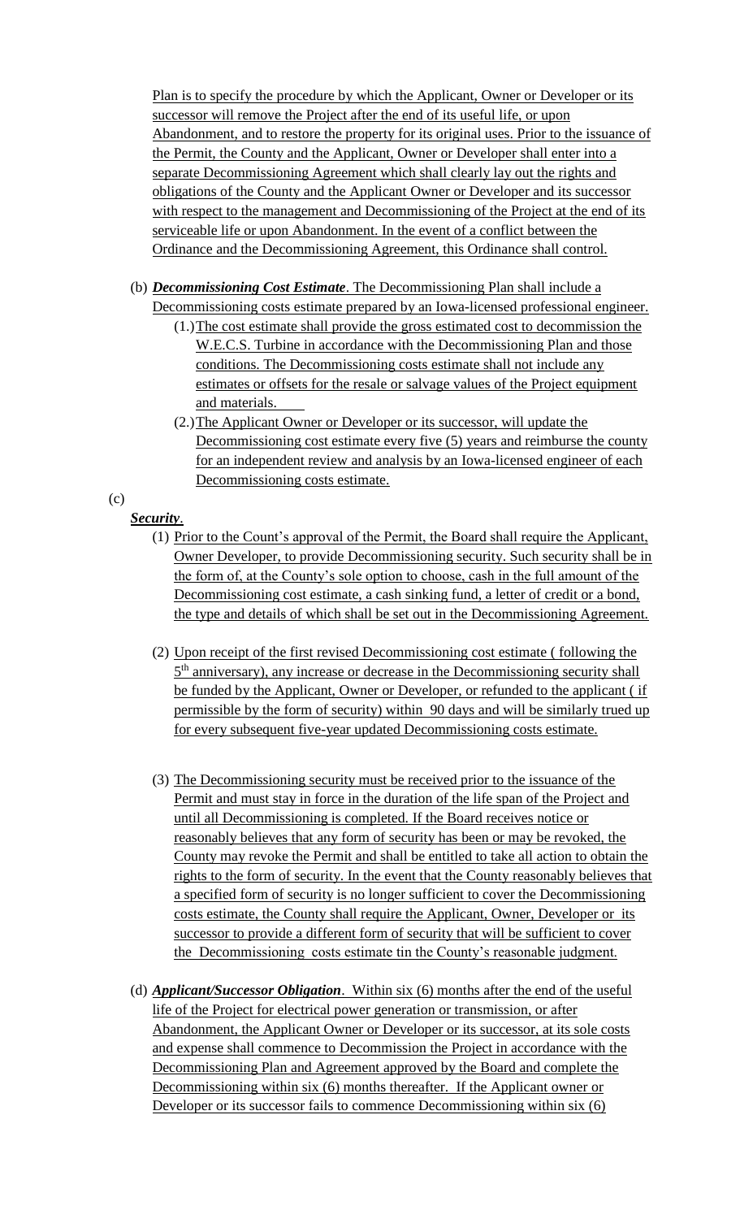Plan is to specify the procedure by which the Applicant, Owner or Developer or its successor will remove the Project after the end of its useful life, or upon Abandonment, and to restore the property for its original uses. Prior to the issuance of the Permit, the County and the Applicant, Owner or Developer shall enter into a separate Decommissioning Agreement which shall clearly lay out the rights and obligations of the County and the Applicant Owner or Developer and its successor with respect to the management and Decommissioning of the Project at the end of its serviceable life or upon Abandonment. In the event of a conflict between the Ordinance and the Decommissioning Agreement, this Ordinance shall control.

(b) ***Decommissioning Cost Estimate***. The Decommissioning Plan shall include a Decommissioning costs estimate prepared by an Iowa-licensed professional engineer.

(1.) The cost estimate shall provide the gross estimated cost to decommission the W.E.C.S. Turbine in accordance with the Decommissioning Plan and those conditions. The Decommissioning costs estimate shall not include any estimates or offsets for the resale or salvage values of the Project equipment and materials.

(2.) The Applicant Owner or Developer or its successor, will update the Decommissioning cost estimate every five (5) years and reimburse the county for an independent review and analysis by an Iowa-licensed engineer of each Decommissioning costs estimate.

(c) ***Security***.

(1) Prior to the Count's approval of the Permit, the Board shall require the Applicant, Owner Developer, to provide Decommissioning security. Such security shall be in the form of, at the County's sole option to choose, cash in the full amount of the Decommissioning cost estimate, a cash sinking fund, a letter of credit or a bond, the type and details of which shall be set out in the Decommissioning Agreement.

(2) Upon receipt of the first revised Decommissioning cost estimate ( following the 5th anniversary), any increase or decrease in the Decommissioning security shall be funded by the Applicant, Owner or Developer, or refunded to the applicant ( if permissible by the form of security) within 90 days and will be similarly trued up for every subsequent five-year updated Decommissioning costs estimate.

(3) The Decommissioning security must be received prior to the issuance of the Permit and must stay in force in the duration of the life span of the Project and until all Decommissioning is completed. If the Board receives notice or reasonably believes that any form of security has been or may be revoked, the County may revoke the Permit and shall be entitled to take all action to obtain the rights to the form of security. In the event that the County reasonably believes that a specified form of security is no longer sufficient to cover the Decommissioning costs estimate, the County shall require the Applicant, Owner, Developer or its successor to provide a different form of security that will be sufficient to cover the Decommissioning costs estimate tin the County's reasonable judgment.

(d) ***Applicant/Successor Obligation***. Within six (6) months after the end of the useful life of the Project for electrical power generation or transmission, or after Abandonment, the Applicant Owner or Developer or its successor, at its sole costs and expense shall commence to Decommission the Project in accordance with the Decommissioning Plan and Agreement approved by the Board and complete the Decommissioning within six (6) months thereafter. If the Applicant owner or Developer or its successor fails to commence Decommissioning within six (6)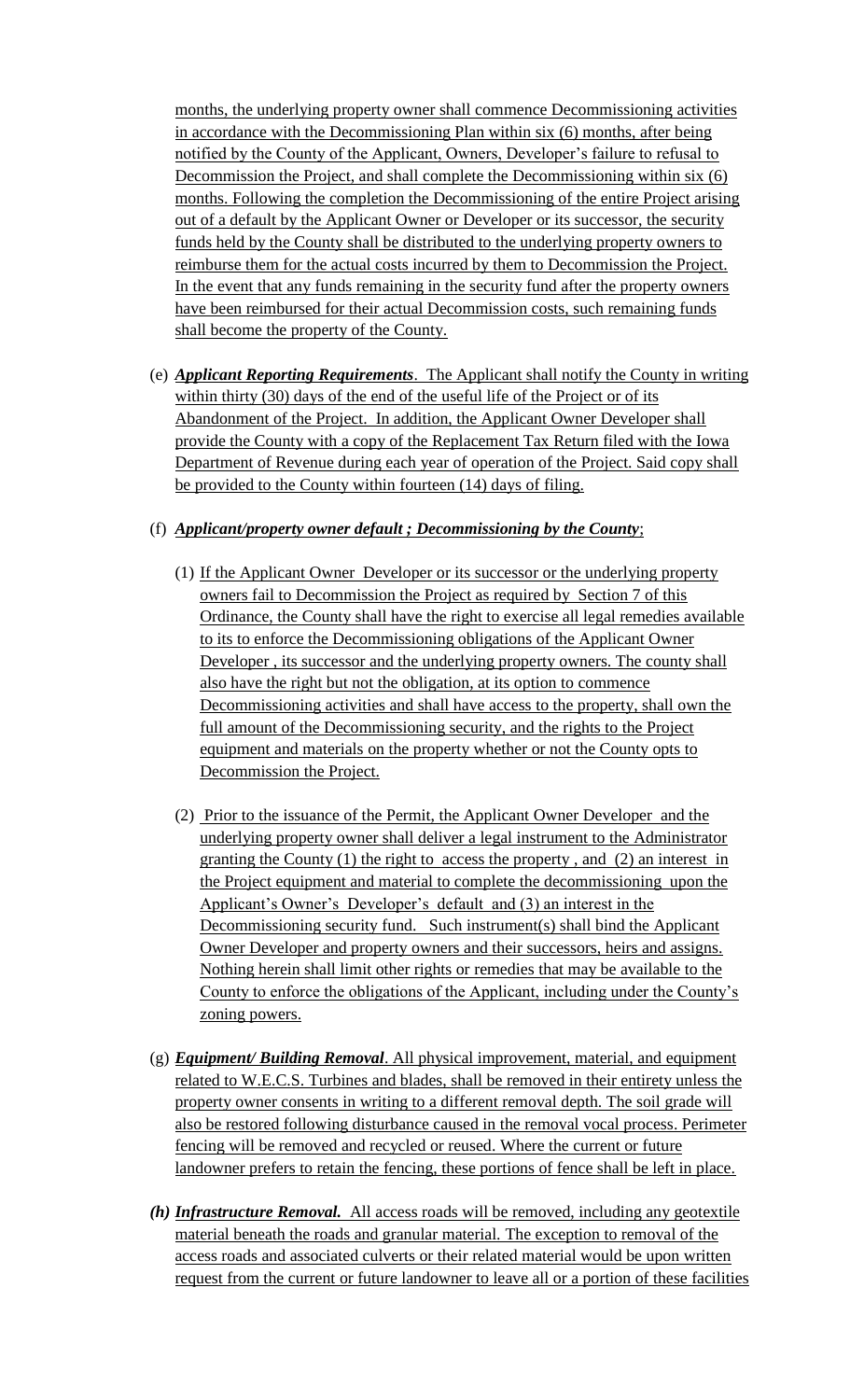months, the underlying property owner shall commence Decommissioning activities in accordance with the Decommissioning Plan within six (6) months, after being notified by the County of the Applicant, Owners, Developer's failure to refusal to Decommission the Project, and shall complete the Decommissioning within six (6) months. Following the completion the Decommissioning of the entire Project arising out of a default by the Applicant Owner or Developer or its successor, the security funds held by the County shall be distributed to the underlying property owners to reimburse them for the actual costs incurred by them to Decommission the Project. In the event that any funds remaining in the security fund after the property owners have been reimbursed for their actual Decommission costs, such remaining funds shall become the property of the County.

(e) ***Applicant Reporting Requirements***. The Applicant shall notify the County in writing within thirty (30) days of the end of the useful life of the Project or of its Abandonment of the Project. In addition, the Applicant Owner Developer shall provide the County with a copy of the Replacement Tax Return filed with the Iowa Department of Revenue during each year of operation of the Project. Said copy shall be provided to the County within fourteen (14) days of filing.

(f) ***Applicant/property owner default ; Decommissioning by the County***;

(1) If the Applicant Owner Developer or its successor or the underlying property owners fail to Decommission the Project as required by Section 7 of this Ordinance, the County shall have the right to exercise all legal remedies available to its to enforce the Decommissioning obligations of the Applicant Owner Developer , its successor and the underlying property owners. The county shall also have the right but not the obligation, at its option to commence Decommissioning activities and shall have access to the property, shall own the full amount of the Decommissioning security, and the rights to the Project equipment and materials on the property whether or not the County opts to Decommission the Project.

(2) Prior to the issuance of the Permit, the Applicant Owner Developer and the underlying property owner shall deliver a legal instrument to the Administrator granting the County (1) the right to access the property , and (2) an interest in the Project equipment and material to complete the decommissioning upon the Applicant's Owner's Developer's default and (3) an interest in the Decommissioning security fund. Such instrument(s) shall bind the Applicant Owner Developer and property owners and their successors, heirs and assigns. Nothing herein shall limit other rights or remedies that may be available to the County to enforce the obligations of the Applicant, including under the County's zoning powers.

(g) ***Equipment/ Building Removal***. All physical improvement, material, and equipment related to W.E.C.S. Turbines and blades, shall be removed in their entirety unless the property owner consents in writing to a different removal depth. The soil grade will also be restored following disturbance caused in the removal vocal process. Perimeter fencing will be removed and recycled or reused. Where the current or future landowner prefers to retain the fencing, these portions of fence shall be left in place.

***(h) Infrastructure Removal.*** All access roads will be removed, including any geotextile material beneath the roads and granular material. The exception to removal of the access roads and associated culverts or their related material would be upon written request from the current or future landowner to leave all or a portion of these facilities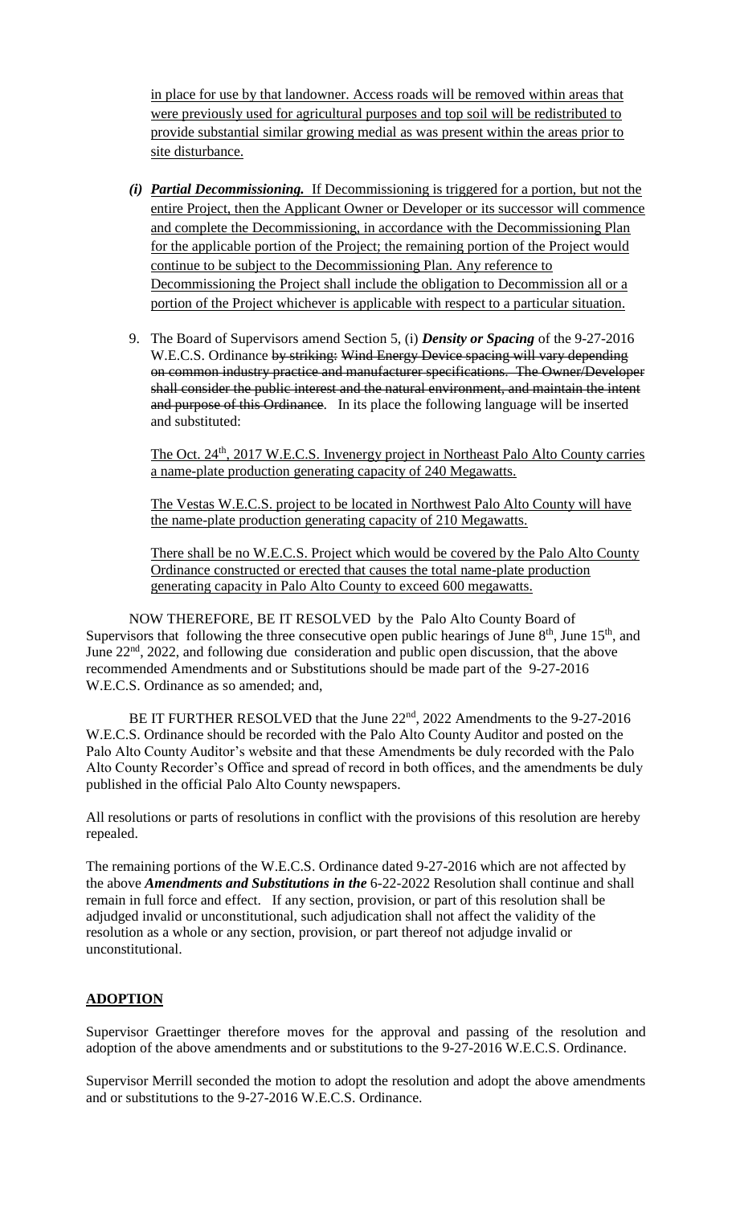in place for use by that landowner. Access roads will be removed within areas that were previously used for agricultural purposes and top soil will be redistributed to provide substantial similar growing medial as was present within the areas prior to site disturbance.

*(i)* ***Partial Decommissioning.*** If Decommissioning is triggered for a portion, but not the entire Project, then the Applicant Owner or Developer or its successor will commence and complete the Decommissioning, in accordance with the Decommissioning Plan for the applicable portion of the Project; the remaining portion of the Project would continue to be subject to the Decommissioning Plan. Any reference to Decommissioning the Project shall include the obligation to Decommission all or a portion of the Project whichever is applicable with respect to a particular situation.

9. The Board of Supervisors amend Section 5, (i) ***Density or Spacing*** of the 9-27-2016 W.E.C.S. Ordinance ~~by striking: Wind Energy Device spacing will vary depending on common industry practice and manufacturer specifications. The Owner/Developer shall consider the public interest and the natural environment, and maintain the intent and purpose of this Ordinance~~. In its place the following language will be inserted and substituted:

   The Oct. 24th, 2017 W.E.C.S. Invenergy project in Northeast Palo Alto County carries a name-plate production generating capacity of 240 Megawatts.

   The Vestas W.E.C.S. project to be located in Northwest Palo Alto County will have the name-plate production generating capacity of 210 Megawatts.

   There shall be no W.E.C.S. Project which would be covered by the Palo Alto County Ordinance constructed or erected that causes the total name-plate production generating capacity in Palo Alto County to exceed 600 megawatts.

NOW THEREFORE, BE IT RESOLVED by the Palo Alto County Board of Supervisors that following the three consecutive open public hearings of June 8th, June 15th, and June 22nd, 2022, and following due consideration and public open discussion, that the above recommended Amendments and or Substitutions should be made part of the 9-27-2016 W.E.C.S. Ordinance as so amended; and,

BE IT FURTHER RESOLVED that the June 22nd, 2022 Amendments to the 9-27-2016 W.E.C.S. Ordinance should be recorded with the Palo Alto County Auditor and posted on the Palo Alto County Auditor's website and that these Amendments be duly recorded with the Palo Alto County Recorder's Office and spread of record in both offices, and the amendments be duly published in the official Palo Alto County newspapers.

All resolutions or parts of resolutions in conflict with the provisions of this resolution are hereby repealed.

The remaining portions of the W.E.C.S. Ordinance dated 9-27-2016 which are not affected by the above ***Amendments and Substitutions in the*** 6-22-2022 Resolution shall continue and shall remain in full force and effect. If any section, provision, or part of this resolution shall be adjudged invalid or unconstitutional, such adjudication shall not affect the validity of the resolution as a whole or any section, provision, or part thereof not adjudge invalid or unconstitutional.

## ADOPTION

Supervisor Graettinger therefore moves for the approval and passing of the resolution and adoption of the above amendments and or substitutions to the 9-27-2016 W.E.C.S. Ordinance.

Supervisor Merrill seconded the motion to adopt the resolution and adopt the above amendments and or substitutions to the 9-27-2016 W.E.C.S. Ordinance.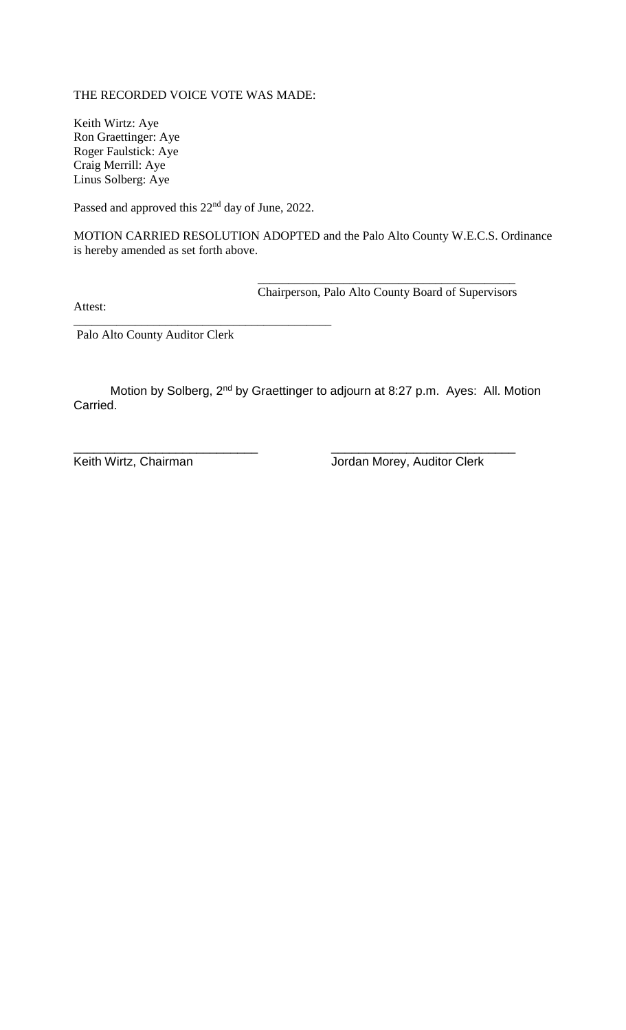THE RECORDED VOICE VOTE WAS MADE:

Keith Wirtz: Aye
Ron Graettinger: Aye
Roger Faulstick: Aye
Craig Merrill: Aye
Linus Solberg: Aye

Passed and approved this 22nd day of June, 2022.

MOTION CARRIED RESOLUTION ADOPTED and the Palo Alto County W.E.C.S. Ordinance is hereby amended as set forth above.

\_\_\_\_\_\_\_\_\_\_\_\_\_\_\_\_\_\_\_\_\_\_\_\_\_\_\_\_\_\_\_\_\_\_\_\_\_\_\_\_\_\_
Chairperson, Palo Alto County Board of Supervisors

Attest:

\_\_\_\_\_\_\_\_\_\_\_\_\_\_\_\_\_\_\_\_\_\_\_\_\_\_\_\_\_\_\_\_\_\_\_\_\_\_\_\_\_\_
Palo Alto County Auditor Clerk

Motion by Solberg, 2nd by Graettinger to adjourn at 8:27 p.m. Ayes: All. Motion Carried.

\_\_\_\_\_\_\_\_\_\_\_\_\_\_\_\_\_\_\_\_\_\_\_\_\_\_\_\_ \_\_\_\_\_\_\_\_\_\_\_\_\_\_\_\_\_\_\_\_\_\_\_\_\_\_\_\_
Keith Wirtz, Chairman Jordan Morey, Auditor Clerk